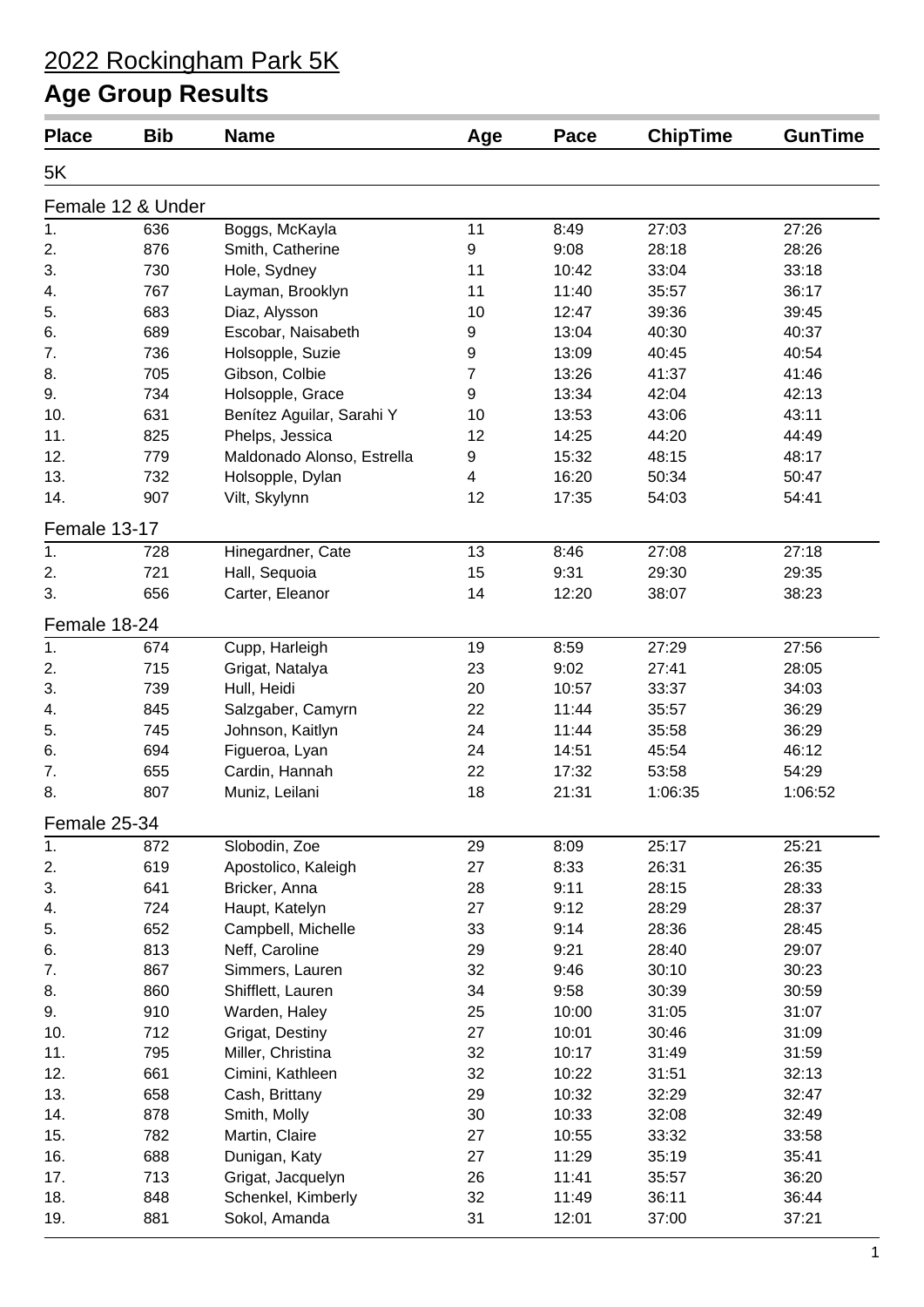# 2022 Rockingham Park 5K

## Age Group Results

| Place | Bib | Name | Age | Pace | ChipTime | GunTime |
|---|---|---|---|---|---|---|

### 5K

#### Female 12 & Under

| Place | Bib | Name | Age | Pace | ChipTime | GunTime |
|---|---|---|---|---|---|---|
| 1. | 636 | Boggs, McKayla | 11 | 8:49 | 27:03 | 27:26 |
| 2. | 876 | Smith, Catherine | 9 | 9:08 | 28:18 | 28:26 |
| 3. | 730 | Hole, Sydney | 11 | 10:42 | 33:04 | 33:18 |
| 4. | 767 | Layman, Brooklyn | 11 | 11:40 | 35:57 | 36:17 |
| 5. | 683 | Diaz, Alysson | 10 | 12:47 | 39:36 | 39:45 |
| 6. | 689 | Escobar, Naisabeth | 9 | 13:04 | 40:30 | 40:37 |
| 7. | 736 | Holsopple, Suzie | 9 | 13:09 | 40:45 | 40:54 |
| 8. | 705 | Gibson, Colbie | 7 | 13:26 | 41:37 | 41:46 |
| 9. | 734 | Holsopple, Grace | 9 | 13:34 | 42:04 | 42:13 |
| 10. | 631 | Benítez Aguilar, Sarahi Y | 10 | 13:53 | 43:06 | 43:11 |
| 11. | 825 | Phelps, Jessica | 12 | 14:25 | 44:20 | 44:49 |
| 12. | 779 | Maldonado Alonso, Estrella | 9 | 15:32 | 48:15 | 48:17 |
| 13. | 732 | Holsopple, Dylan | 4 | 16:20 | 50:34 | 50:47 |
| 14. | 907 | Vilt, Skylynn | 12 | 17:35 | 54:03 | 54:41 |

#### Female 13-17

| Place | Bib | Name | Age | Pace | ChipTime | GunTime |
|---|---|---|---|---|---|---|
| 1. | 728 | Hinegardner, Cate | 13 | 8:46 | 27:08 | 27:18 |
| 2. | 721 | Hall, Sequoia | 15 | 9:31 | 29:30 | 29:35 |
| 3. | 656 | Carter, Eleanor | 14 | 12:20 | 38:07 | 38:23 |

#### Female 18-24

| Place | Bib | Name | Age | Pace | ChipTime | GunTime |
|---|---|---|---|---|---|---|
| 1. | 674 | Cupp, Harleigh | 19 | 8:59 | 27:29 | 27:56 |
| 2. | 715 | Grigat, Natalya | 23 | 9:02 | 27:41 | 28:05 |
| 3. | 739 | Hull, Heidi | 20 | 10:57 | 33:37 | 34:03 |
| 4. | 845 | Salzgaber, Camyrn | 22 | 11:44 | 35:57 | 36:29 |
| 5. | 745 | Johnson, Kaitlyn | 24 | 11:44 | 35:58 | 36:29 |
| 6. | 694 | Figueroa, Lyan | 24 | 14:51 | 45:54 | 46:12 |
| 7. | 655 | Cardin, Hannah | 22 | 17:32 | 53:58 | 54:29 |
| 8. | 807 | Muniz, Leilani | 18 | 21:31 | 1:06:35 | 1:06:52 |

#### Female 25-34

| Place | Bib | Name | Age | Pace | ChipTime | GunTime |
|---|---|---|---|---|---|---|
| 1. | 872 | Slobodin, Zoe | 29 | 8:09 | 25:17 | 25:21 |
| 2. | 619 | Apostolico, Kaleigh | 27 | 8:33 | 26:31 | 26:35 |
| 3. | 641 | Bricker, Anna | 28 | 9:11 | 28:15 | 28:33 |
| 4. | 724 | Haupt, Katelyn | 27 | 9:12 | 28:29 | 28:37 |
| 5. | 652 | Campbell, Michelle | 33 | 9:14 | 28:36 | 28:45 |
| 6. | 813 | Neff, Caroline | 29 | 9:21 | 28:40 | 29:07 |
| 7. | 867 | Simmers, Lauren | 32 | 9:46 | 30:10 | 30:23 |
| 8. | 860 | Shifflett, Lauren | 34 | 9:58 | 30:39 | 30:59 |
| 9. | 910 | Warden, Haley | 25 | 10:00 | 31:05 | 31:07 |
| 10. | 712 | Grigat, Destiny | 27 | 10:01 | 30:46 | 31:09 |
| 11. | 795 | Miller, Christina | 32 | 10:17 | 31:49 | 31:59 |
| 12. | 661 | Cimini, Kathleen | 32 | 10:22 | 31:51 | 32:13 |
| 13. | 658 | Cash, Brittany | 29 | 10:32 | 32:29 | 32:47 |
| 14. | 878 | Smith, Molly | 30 | 10:33 | 32:08 | 32:49 |
| 15. | 782 | Martin, Claire | 27 | 10:55 | 33:32 | 33:58 |
| 16. | 688 | Dunigan, Katy | 27 | 11:29 | 35:19 | 35:41 |
| 17. | 713 | Grigat, Jacquelyn | 26 | 11:41 | 35:57 | 36:20 |
| 18. | 848 | Schenkel, Kimberly | 32 | 11:49 | 36:11 | 36:44 |
| 19. | 881 | Sokol, Amanda | 31 | 12:01 | 37:00 | 37:21 |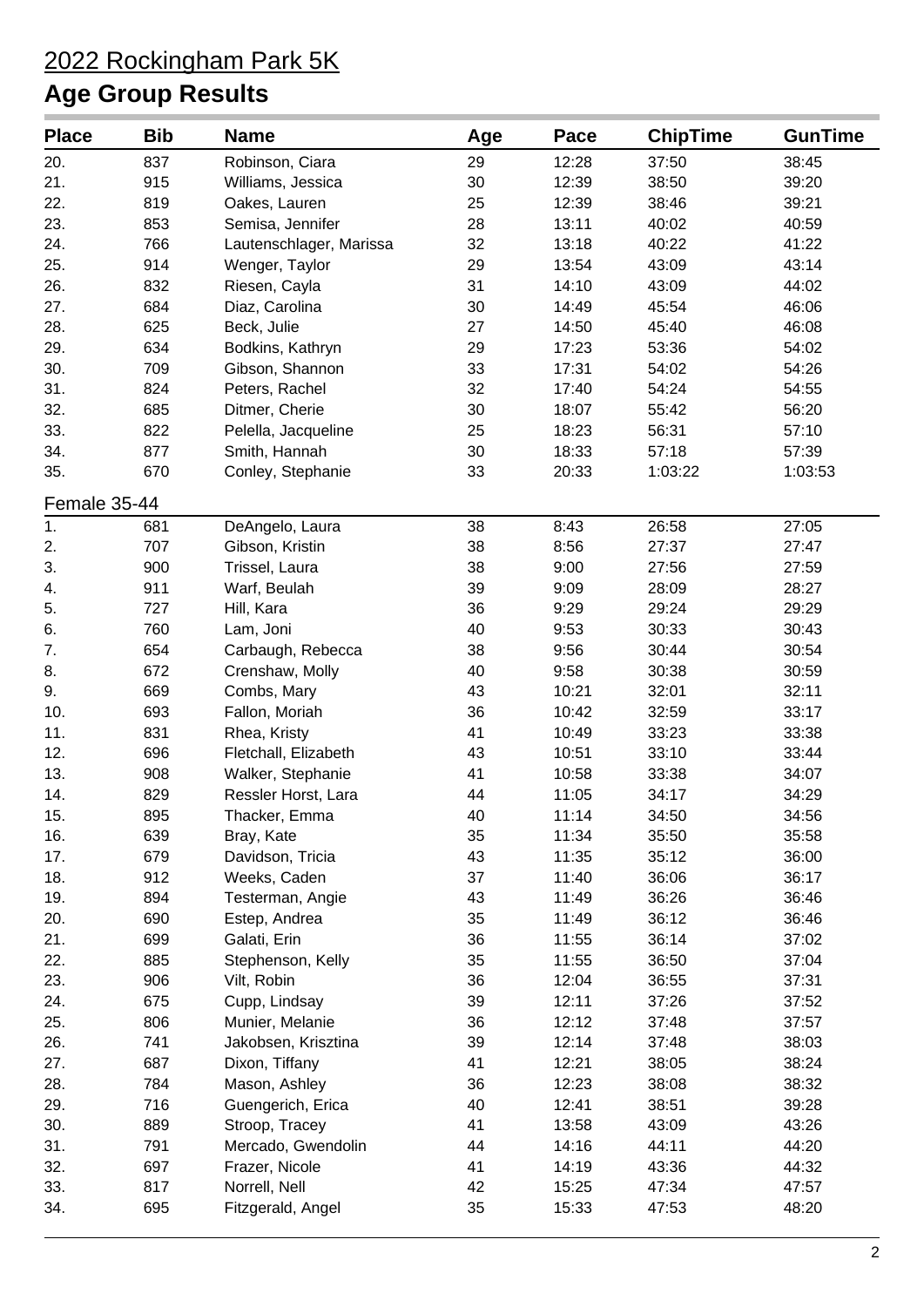# 2022 Rockingham Park 5K

## Age Group Results

| Place | Bib | Name | Age | Pace | ChipTime | GunTime |
|---|---|---|---|---|---|---|
| 20. | 837 | Robinson, Ciara | 29 | 12:28 | 37:50 | 38:45 |
| 21. | 915 | Williams, Jessica | 30 | 12:39 | 38:50 | 39:20 |
| 22. | 819 | Oakes, Lauren | 25 | 12:39 | 38:46 | 39:21 |
| 23. | 853 | Semisa, Jennifer | 28 | 13:11 | 40:02 | 40:59 |
| 24. | 766 | Lautenschlager, Marissa | 32 | 13:18 | 40:22 | 41:22 |
| 25. | 914 | Wenger, Taylor | 29 | 13:54 | 43:09 | 43:14 |
| 26. | 832 | Riesen, Cayla | 31 | 14:10 | 43:09 | 44:02 |
| 27. | 684 | Diaz, Carolina | 30 | 14:49 | 45:54 | 46:06 |
| 28. | 625 | Beck, Julie | 27 | 14:50 | 45:40 | 46:08 |
| 29. | 634 | Bodkins, Kathryn | 29 | 17:23 | 53:36 | 54:02 |
| 30. | 709 | Gibson, Shannon | 33 | 17:31 | 54:02 | 54:26 |
| 31. | 824 | Peters, Rachel | 32 | 17:40 | 54:24 | 54:55 |
| 32. | 685 | Ditmer, Cherie | 30 | 18:07 | 55:42 | 56:20 |
| 33. | 822 | Pelella, Jacqueline | 25 | 18:23 | 56:31 | 57:10 |
| 34. | 877 | Smith, Hannah | 30 | 18:33 | 57:18 | 57:39 |
| 35. | 670 | Conley, Stephanie | 33 | 20:33 | 1:03:22 | 1:03:53 |

Female 35-44

| Place | Bib | Name | Age | Pace | ChipTime | GunTime |
|---|---|---|---|---|---|---|
| 1. | 681 | DeAngelo, Laura | 38 | 8:43 | 26:58 | 27:05 |
| 2. | 707 | Gibson, Kristin | 38 | 8:56 | 27:37 | 27:47 |
| 3. | 900 | Trissel, Laura | 38 | 9:00 | 27:56 | 27:59 |
| 4. | 911 | Warf, Beulah | 39 | 9:09 | 28:09 | 28:27 |
| 5. | 727 | Hill, Kara | 36 | 9:29 | 29:24 | 29:29 |
| 6. | 760 | Lam, Joni | 40 | 9:53 | 30:33 | 30:43 |
| 7. | 654 | Carbaugh, Rebecca | 38 | 9:56 | 30:44 | 30:54 |
| 8. | 672 | Crenshaw, Molly | 40 | 9:58 | 30:38 | 30:59 |
| 9. | 669 | Combs, Mary | 43 | 10:21 | 32:01 | 32:11 |
| 10. | 693 | Fallon, Moriah | 36 | 10:42 | 32:59 | 33:17 |
| 11. | 831 | Rhea, Kristy | 41 | 10:49 | 33:23 | 33:38 |
| 12. | 696 | Fletchall, Elizabeth | 43 | 10:51 | 33:10 | 33:44 |
| 13. | 908 | Walker, Stephanie | 41 | 10:58 | 33:38 | 34:07 |
| 14. | 829 | Ressler Horst, Lara | 44 | 11:05 | 34:17 | 34:29 |
| 15. | 895 | Thacker, Emma | 40 | 11:14 | 34:50 | 34:56 |
| 16. | 639 | Bray, Kate | 35 | 11:34 | 35:50 | 35:58 |
| 17. | 679 | Davidson, Tricia | 43 | 11:35 | 35:12 | 36:00 |
| 18. | 912 | Weeks, Caden | 37 | 11:40 | 36:06 | 36:17 |
| 19. | 894 | Testerman, Angie | 43 | 11:49 | 36:26 | 36:46 |
| 20. | 690 | Estep, Andrea | 35 | 11:49 | 36:12 | 36:46 |
| 21. | 699 | Galati, Erin | 36 | 11:55 | 36:14 | 37:02 |
| 22. | 885 | Stephenson, Kelly | 35 | 11:55 | 36:50 | 37:04 |
| 23. | 906 | Vilt, Robin | 36 | 12:04 | 36:55 | 37:31 |
| 24. | 675 | Cupp, Lindsay | 39 | 12:11 | 37:26 | 37:52 |
| 25. | 806 | Munier, Melanie | 36 | 12:12 | 37:48 | 37:57 |
| 26. | 741 | Jakobsen, Krisztina | 39 | 12:14 | 37:48 | 38:03 |
| 27. | 687 | Dixon, Tiffany | 41 | 12:21 | 38:05 | 38:24 |
| 28. | 784 | Mason, Ashley | 36 | 12:23 | 38:08 | 38:32 |
| 29. | 716 | Guengerich, Erica | 40 | 12:41 | 38:51 | 39:28 |
| 30. | 889 | Stroop, Tracey | 41 | 13:58 | 43:09 | 43:26 |
| 31. | 791 | Mercado, Gwendolin | 44 | 14:16 | 44:11 | 44:20 |
| 32. | 697 | Frazer, Nicole | 41 | 14:19 | 43:36 | 44:32 |
| 33. | 817 | Norrell, Nell | 42 | 15:25 | 47:34 | 47:57 |
| 34. | 695 | Fitzgerald, Angel | 35 | 15:33 | 47:53 | 48:20 |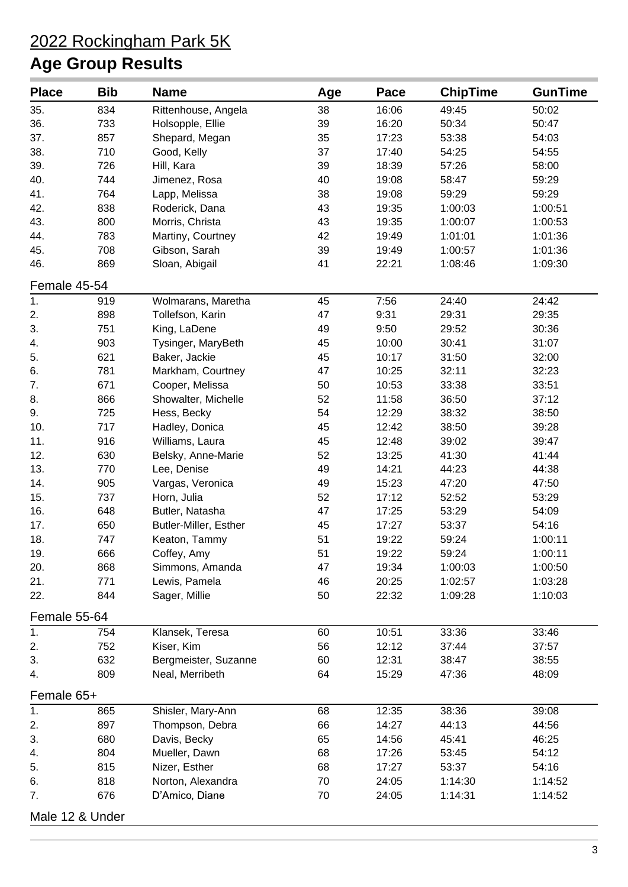# 2022 Rockingham Park 5K

## Age Group Results

| Place | Bib | Name | Age | Pace | ChipTime | GunTime |
|---|---|---|---|---|---|---|
| 35. | 834 | Rittenhouse, Angela | 38 | 16:06 | 49:45 | 50:02 |
| 36. | 733 | Holsopple, Ellie | 39 | 16:20 | 50:34 | 50:47 |
| 37. | 857 | Shepard, Megan | 35 | 17:23 | 53:38 | 54:03 |
| 38. | 710 | Good, Kelly | 37 | 17:40 | 54:25 | 54:55 |
| 39. | 726 | Hill, Kara | 39 | 18:39 | 57:26 | 58:00 |
| 40. | 744 | Jimenez, Rosa | 40 | 19:08 | 58:47 | 59:29 |
| 41. | 764 | Lapp, Melissa | 38 | 19:08 | 59:29 | 59:29 |
| 42. | 838 | Roderick, Dana | 43 | 19:35 | 1:00:03 | 1:00:51 |
| 43. | 800 | Morris, Christa | 43 | 19:35 | 1:00:07 | 1:00:53 |
| 44. | 783 | Martiny, Courtney | 42 | 19:49 | 1:01:01 | 1:01:36 |
| 45. | 708 | Gibson, Sarah | 39 | 19:49 | 1:00:57 | 1:01:36 |
| 46. | 869 | Sloan, Abigail | 41 | 22:21 | 1:08:46 | 1:09:30 |

### Female 45-54

| Place | Bib | Name | Age | Pace | ChipTime | GunTime |
|---|---|---|---|---|---|---|
| 1. | 919 | Wolmarans, Maretha | 45 | 7:56 | 24:40 | 24:42 |
| 2. | 898 | Tollefson, Karin | 47 | 9:31 | 29:31 | 29:35 |
| 3. | 751 | King, LaDene | 49 | 9:50 | 29:52 | 30:36 |
| 4. | 903 | Tysinger, MaryBeth | 45 | 10:00 | 30:41 | 31:07 |
| 5. | 621 | Baker, Jackie | 45 | 10:17 | 31:50 | 32:00 |
| 6. | 781 | Markham, Courtney | 47 | 10:25 | 32:11 | 32:23 |
| 7. | 671 | Cooper, Melissa | 50 | 10:53 | 33:38 | 33:51 |
| 8. | 866 | Showalter, Michelle | 52 | 11:58 | 36:50 | 37:12 |
| 9. | 725 | Hess, Becky | 54 | 12:29 | 38:32 | 38:50 |
| 10. | 717 | Hadley, Donica | 45 | 12:42 | 38:50 | 39:28 |
| 11. | 916 | Williams, Laura | 45 | 12:48 | 39:02 | 39:47 |
| 12. | 630 | Belsky, Anne-Marie | 52 | 13:25 | 41:30 | 41:44 |
| 13. | 770 | Lee, Denise | 49 | 14:21 | 44:23 | 44:38 |
| 14. | 905 | Vargas, Veronica | 49 | 15:23 | 47:20 | 47:50 |
| 15. | 737 | Horn, Julia | 52 | 17:12 | 52:52 | 53:29 |
| 16. | 648 | Butler, Natasha | 47 | 17:25 | 53:29 | 54:09 |
| 17. | 650 | Butler-Miller, Esther | 45 | 17:27 | 53:37 | 54:16 |
| 18. | 747 | Keaton, Tammy | 51 | 19:22 | 59:24 | 1:00:11 |
| 19. | 666 | Coffey, Amy | 51 | 19:22 | 59:24 | 1:00:11 |
| 20. | 868 | Simmons, Amanda | 47 | 19:34 | 1:00:03 | 1:00:50 |
| 21. | 771 | Lewis, Pamela | 46 | 20:25 | 1:02:57 | 1:03:28 |
| 22. | 844 | Sager, Millie | 50 | 22:32 | 1:09:28 | 1:10:03 |

### Female 55-64

| Place | Bib | Name | Age | Pace | ChipTime | GunTime |
|---|---|---|---|---|---|---|
| 1. | 754 | Klansek, Teresa | 60 | 10:51 | 33:36 | 33:46 |
| 2. | 752 | Kiser, Kim | 56 | 12:12 | 37:44 | 37:57 |
| 3. | 632 | Bergmeister, Suzanne | 60 | 12:31 | 38:47 | 38:55 |
| 4. | 809 | Neal, Merribeth | 64 | 15:29 | 47:36 | 48:09 |

### Female 65+

| Place | Bib | Name | Age | Pace | ChipTime | GunTime |
|---|---|---|---|---|---|---|
| 1. | 865 | Shisler, Mary-Ann | 68 | 12:35 | 38:36 | 39:08 |
| 2. | 897 | Thompson, Debra | 66 | 14:27 | 44:13 | 44:56 |
| 3. | 680 | Davis, Becky | 65 | 14:56 | 45:41 | 46:25 |
| 4. | 804 | Mueller, Dawn | 68 | 17:26 | 53:45 | 54:12 |
| 5. | 815 | Nizer, Esther | 68 | 17:27 | 53:37 | 54:16 |
| 6. | 818 | Norton, Alexandra | 70 | 24:05 | 1:14:30 | 1:14:52 |
| 7. | 676 | D'Amico, Diane | 70 | 24:05 | 1:14:31 | 1:14:52 |

### Male 12 & Under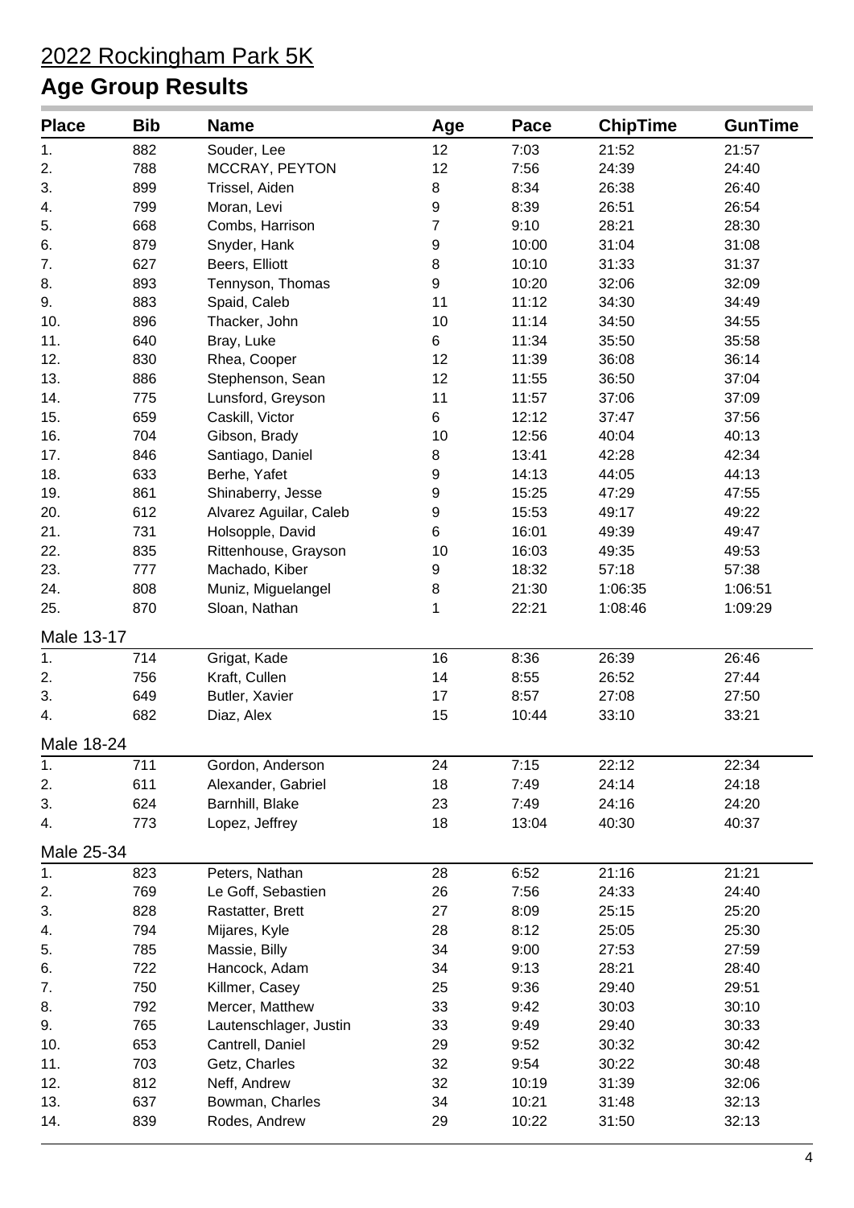# 2022 Rockingham Park 5K

## Age Group Results

| Place | Bib | Name | Age | Pace | ChipTime | GunTime |
|---|---|---|---|---|---|---|
| 1. | 882 | Souder, Lee | 12 | 7:03 | 21:52 | 21:57 |
| 2. | 788 | MCCRAY, PEYTON | 12 | 7:56 | 24:39 | 24:40 |
| 3. | 899 | Trissel, Aiden | 8 | 8:34 | 26:38 | 26:40 |
| 4. | 799 | Moran, Levi | 9 | 8:39 | 26:51 | 26:54 |
| 5. | 668 | Combs, Harrison | 7 | 9:10 | 28:21 | 28:30 |
| 6. | 879 | Snyder, Hank | 9 | 10:00 | 31:04 | 31:08 |
| 7. | 627 | Beers, Elliott | 8 | 10:10 | 31:33 | 31:37 |
| 8. | 893 | Tennyson, Thomas | 9 | 10:20 | 32:06 | 32:09 |
| 9. | 883 | Spaid, Caleb | 11 | 11:12 | 34:30 | 34:49 |
| 10. | 896 | Thacker, John | 10 | 11:14 | 34:50 | 34:55 |
| 11. | 640 | Bray, Luke | 6 | 11:34 | 35:50 | 35:58 |
| 12. | 830 | Rhea, Cooper | 12 | 11:39 | 36:08 | 36:14 |
| 13. | 886 | Stephenson, Sean | 12 | 11:55 | 36:50 | 37:04 |
| 14. | 775 | Lunsford, Greyson | 11 | 11:57 | 37:06 | 37:09 |
| 15. | 659 | Caskill, Victor | 6 | 12:12 | 37:47 | 37:56 |
| 16. | 704 | Gibson, Brady | 10 | 12:56 | 40:04 | 40:13 |
| 17. | 846 | Santiago, Daniel | 8 | 13:41 | 42:28 | 42:34 |
| 18. | 633 | Berhe, Yafet | 9 | 14:13 | 44:05 | 44:13 |
| 19. | 861 | Shinaberry, Jesse | 9 | 15:25 | 47:29 | 47:55 |
| 20. | 612 | Alvarez Aguilar, Caleb | 9 | 15:53 | 49:17 | 49:22 |
| 21. | 731 | Holsopple, David | 6 | 16:01 | 49:39 | 49:47 |
| 22. | 835 | Rittenhouse, Grayson | 10 | 16:03 | 49:35 | 49:53 |
| 23. | 777 | Machado, Kiber | 9 | 18:32 | 57:18 | 57:38 |
| 24. | 808 | Muniz, Miguelangel | 8 | 21:30 | 1:06:35 | 1:06:51 |
| 25. | 870 | Sloan, Nathan | 1 | 22:21 | 1:08:46 | 1:09:29 |

### Male 13-17

| Place | Bib | Name | Age | Pace | ChipTime | GunTime |
|---|---|---|---|---|---|---|
| 1. | 714 | Grigat, Kade | 16 | 8:36 | 26:39 | 26:46 |
| 2. | 756 | Kraft, Cullen | 14 | 8:55 | 26:52 | 27:44 |
| 3. | 649 | Butler, Xavier | 17 | 8:57 | 27:08 | 27:50 |
| 4. | 682 | Diaz, Alex | 15 | 10:44 | 33:10 | 33:21 |

### Male 18-24

| Place | Bib | Name | Age | Pace | ChipTime | GunTime |
|---|---|---|---|---|---|---|
| 1. | 711 | Gordon, Anderson | 24 | 7:15 | 22:12 | 22:34 |
| 2. | 611 | Alexander, Gabriel | 18 | 7:49 | 24:14 | 24:18 |
| 3. | 624 | Barnhill, Blake | 23 | 7:49 | 24:16 | 24:20 |
| 4. | 773 | Lopez, Jeffrey | 18 | 13:04 | 40:30 | 40:37 |

### Male 25-34

| Place | Bib | Name | Age | Pace | ChipTime | GunTime |
|---|---|---|---|---|---|---|
| 1. | 823 | Peters, Nathan | 28 | 6:52 | 21:16 | 21:21 |
| 2. | 769 | Le Goff, Sebastien | 26 | 7:56 | 24:33 | 24:40 |
| 3. | 828 | Rastatter, Brett | 27 | 8:09 | 25:15 | 25:20 |
| 4. | 794 | Mijares, Kyle | 28 | 8:12 | 25:05 | 25:30 |
| 5. | 785 | Massie, Billy | 34 | 9:00 | 27:53 | 27:59 |
| 6. | 722 | Hancock, Adam | 34 | 9:13 | 28:21 | 28:40 |
| 7. | 750 | Killmer, Casey | 25 | 9:36 | 29:40 | 29:51 |
| 8. | 792 | Mercer, Matthew | 33 | 9:42 | 30:03 | 30:10 |
| 9. | 765 | Lautenschlager, Justin | 33 | 9:49 | 29:40 | 30:33 |
| 10. | 653 | Cantrell, Daniel | 29 | 9:52 | 30:32 | 30:42 |
| 11. | 703 | Getz, Charles | 32 | 9:54 | 30:22 | 30:48 |
| 12. | 812 | Neff, Andrew | 32 | 10:19 | 31:39 | 32:06 |
| 13. | 637 | Bowman, Charles | 34 | 10:21 | 31:48 | 32:13 |
| 14. | 839 | Rodes, Andrew | 29 | 10:22 | 31:50 | 32:13 |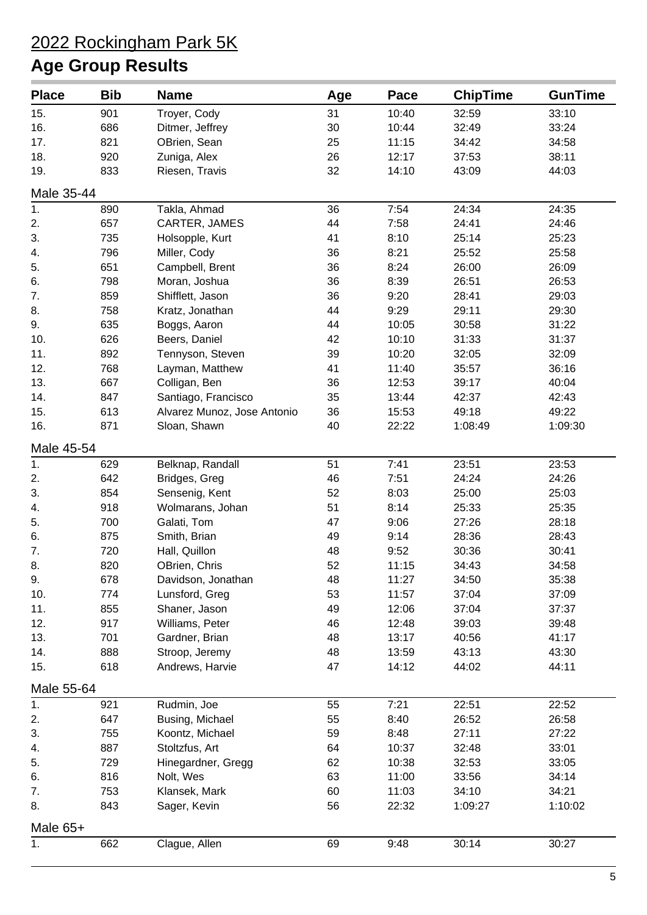# 2022 Rockingham Park 5K

## Age Group Results

| Place | Bib | Name | Age | Pace | ChipTime | GunTime |
|---|---|---|---|---|---|---|
| 15. | 901 | Troyer, Cody | 31 | 10:40 | 32:59 | 33:10 |
| 16. | 686 | Ditmer, Jeffrey | 30 | 10:44 | 32:49 | 33:24 |
| 17. | 821 | OBrien, Sean | 25 | 11:15 | 34:42 | 34:58 |
| 18. | 920 | Zuniga, Alex | 26 | 12:17 | 37:53 | 38:11 |
| 19. | 833 | Riesen, Travis | 32 | 14:10 | 43:09 | 44:03 |

### Male 35-44

| Place | Bib | Name | Age | Pace | ChipTime | GunTime |
|---|---|---|---|---|---|---|
| 1. | 890 | Takla, Ahmad | 36 | 7:54 | 24:34 | 24:35 |
| 2. | 657 | CARTER, JAMES | 44 | 7:58 | 24:41 | 24:46 |
| 3. | 735 | Holsopple, Kurt | 41 | 8:10 | 25:14 | 25:23 |
| 4. | 796 | Miller, Cody | 36 | 8:21 | 25:52 | 25:58 |
| 5. | 651 | Campbell, Brent | 36 | 8:24 | 26:00 | 26:09 |
| 6. | 798 | Moran, Joshua | 36 | 8:39 | 26:51 | 26:53 |
| 7. | 859 | Shifflett, Jason | 36 | 9:20 | 28:41 | 29:03 |
| 8. | 758 | Kratz, Jonathan | 44 | 9:29 | 29:11 | 29:30 |
| 9. | 635 | Boggs, Aaron | 44 | 10:05 | 30:58 | 31:22 |
| 10. | 626 | Beers, Daniel | 42 | 10:10 | 31:33 | 31:37 |
| 11. | 892 | Tennyson, Steven | 39 | 10:20 | 32:05 | 32:09 |
| 12. | 768 | Layman, Matthew | 41 | 11:40 | 35:57 | 36:16 |
| 13. | 667 | Colligan, Ben | 36 | 12:53 | 39:17 | 40:04 |
| 14. | 847 | Santiago, Francisco | 35 | 13:44 | 42:37 | 42:43 |
| 15. | 613 | Alvarez Munoz, Jose Antonio | 36 | 15:53 | 49:18 | 49:22 |
| 16. | 871 | Sloan, Shawn | 40 | 22:22 | 1:08:49 | 1:09:30 |

### Male 45-54

| Place | Bib | Name | Age | Pace | ChipTime | GunTime |
|---|---|---|---|---|---|---|
| 1. | 629 | Belknap, Randall | 51 | 7:41 | 23:51 | 23:53 |
| 2. | 642 | Bridges, Greg | 46 | 7:51 | 24:24 | 24:26 |
| 3. | 854 | Sensenig, Kent | 52 | 8:03 | 25:00 | 25:03 |
| 4. | 918 | Wolmarans, Johan | 51 | 8:14 | 25:33 | 25:35 |
| 5. | 700 | Galati, Tom | 47 | 9:06 | 27:26 | 28:18 |
| 6. | 875 | Smith, Brian | 49 | 9:14 | 28:36 | 28:43 |
| 7. | 720 | Hall, Quillon | 48 | 9:52 | 30:36 | 30:41 |
| 8. | 820 | OBrien, Chris | 52 | 11:15 | 34:43 | 34:58 |
| 9. | 678 | Davidson, Jonathan | 48 | 11:27 | 34:50 | 35:38 |
| 10. | 774 | Lunsford, Greg | 53 | 11:57 | 37:04 | 37:09 |
| 11. | 855 | Shaner, Jason | 49 | 12:06 | 37:04 | 37:37 |
| 12. | 917 | Williams, Peter | 46 | 12:48 | 39:03 | 39:48 |
| 13. | 701 | Gardner, Brian | 48 | 13:17 | 40:56 | 41:17 |
| 14. | 888 | Stroop, Jeremy | 48 | 13:59 | 43:13 | 43:30 |
| 15. | 618 | Andrews, Harvie | 47 | 14:12 | 44:02 | 44:11 |

### Male 55-64

| Place | Bib | Name | Age | Pace | ChipTime | GunTime |
|---|---|---|---|---|---|---|
| 1. | 921 | Rudmin, Joe | 55 | 7:21 | 22:51 | 22:52 |
| 2. | 647 | Busing, Michael | 55 | 8:40 | 26:52 | 26:58 |
| 3. | 755 | Koontz, Michael | 59 | 8:48 | 27:11 | 27:22 |
| 4. | 887 | Stoltzfus, Art | 64 | 10:37 | 32:48 | 33:01 |
| 5. | 729 | Hinegardner, Gregg | 62 | 10:38 | 32:53 | 33:05 |
| 6. | 816 | Nolt, Wes | 63 | 11:00 | 33:56 | 34:14 |
| 7. | 753 | Klansek, Mark | 60 | 11:03 | 34:10 | 34:21 |
| 8. | 843 | Sager, Kevin | 56 | 22:32 | 1:09:27 | 1:10:02 |

### Male 65+

| Place | Bib | Name | Age | Pace | ChipTime | GunTime |
|---|---|---|---|---|---|---|
| 1. | 662 | Clague, Allen | 69 | 9:48 | 30:14 | 30:27 |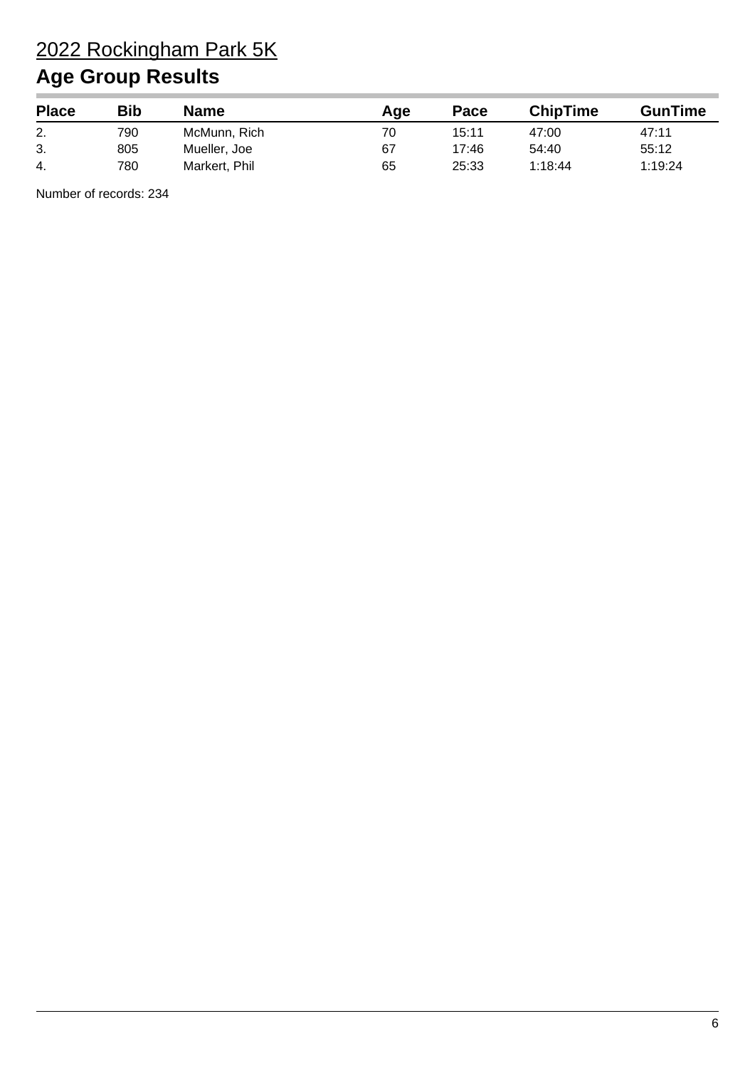# 2022 Rockingham Park 5K

## Age Group Results

| Place | Bib | Name | Age | Pace | ChipTime | GunTime |
|---|---|---|---|---|---|---|
| 2. | 790 | McMunn, Rich | 70 | 15:11 | 47:00 | 47:11 |
| 3. | 805 | Mueller, Joe | 67 | 17:46 | 54:40 | 55:12 |
| 4. | 780 | Markert, Phil | 65 | 25:33 | 1:18:44 | 1:19:24 |

Number of records: 234